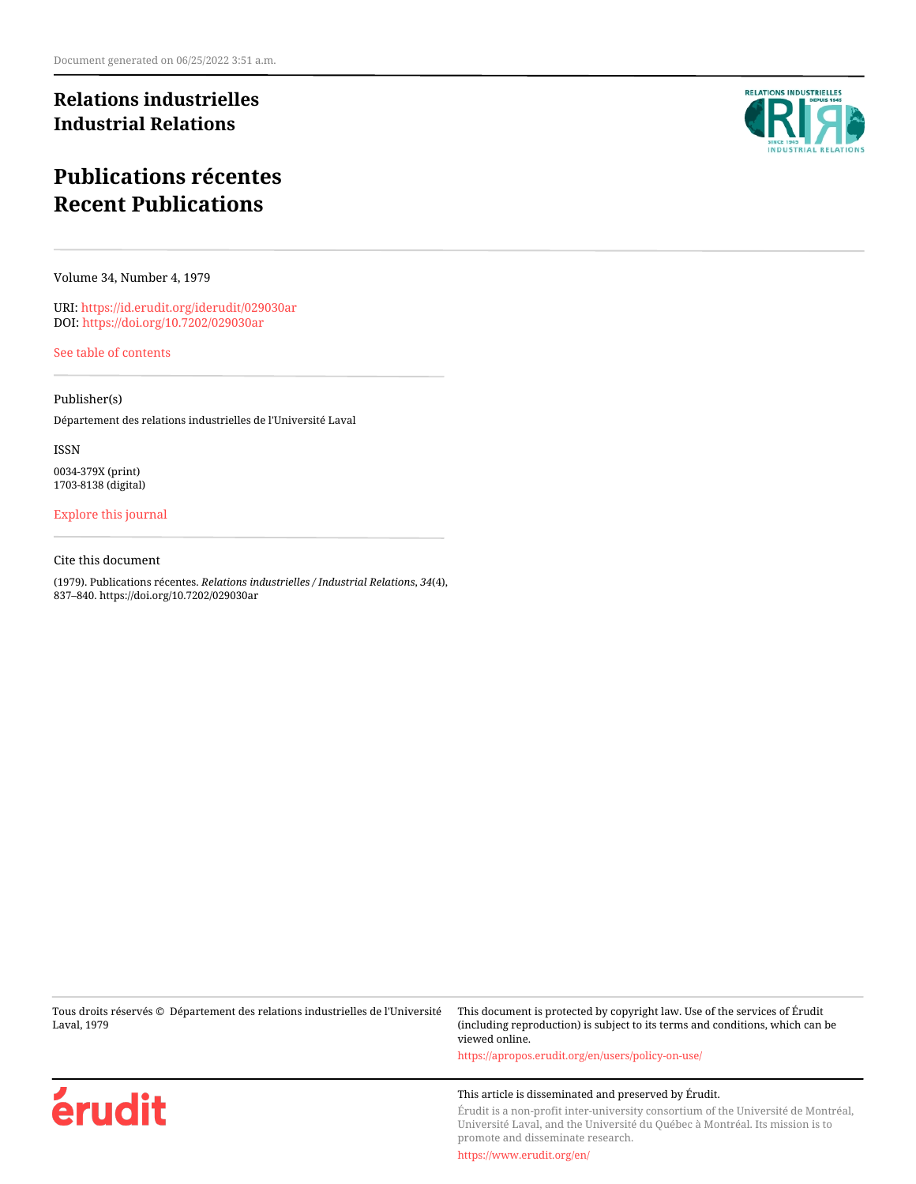Document generated on 06/25/2022 3:51 a.m.

**Relations industrielles**
**Industrial Relations**

# Publications récentes
# Recent Publications

Volume 34, Number 4, 1979

URI: https://id.erudit.org/iderudit/029030ar
DOI: https://doi.org/10.7202/029030ar

See table of contents

Publisher(s)

Département des relations industrielles de l'Université Laval

ISSN

0034-379X (print)
1703-8138 (digital)

Explore this journal

Cite this document

(1979). Publications récentes. *Relations industrielles / Industrial Relations*, *34*(4), 837–840. https://doi.org/10.7202/029030ar

Tous droits réservés © Département des relations industrielles de l'Université Laval, 1979

This document is protected by copyright law. Use of the services of Érudit (including reproduction) is subject to its terms and conditions, which can be viewed online.

https://apropos.erudit.org/en/users/policy-on-use/

This article is disseminated and preserved by Érudit.

Érudit is a non-profit inter-university consortium of the Université de Montréal, Université Laval, and the Université du Québec à Montréal. Its mission is to promote and disseminate research.

https://www.erudit.org/en/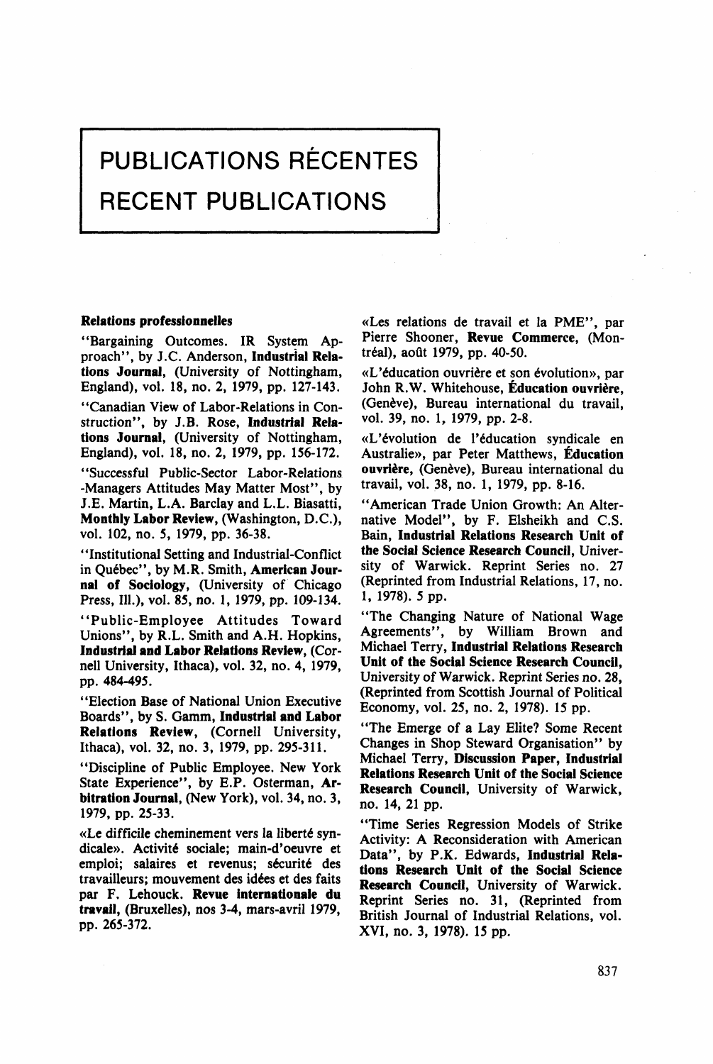# PUBLICATIONS RÉCENTES
# RECENT PUBLICATIONS

## Relations professionnelles

"Bargaining Outcomes. IR System Approach", by J.C. Anderson, **Industrial Relations Journal**, (University of Nottingham, England), vol. 18, no. 2, 1979, pp. 127-143.

"Canadian View of Labor-Relations in Construction", by J.B. Rose, **Industrial Relations Journal**, (University of Nottingham, England), vol. 18, no. 2, 1979, pp. 156-172.

"Successful Public-Sector Labor-Relations -Managers Attitudes May Matter Most", by J.E. Martin, L.A. Barclay and L.L. Biasatti, **Monthly Labor Review**, (Washington, D.C.), vol. 102, no. 5, 1979, pp. 36-38.

"Institutional Setting and Industrial-Conflict in Québec", by M.R. Smith, **American Journal of Sociology**, (University of Chicago Press, Ill.), vol. 85, no. 1, 1979, pp. 109-134.

"Public-Employee Attitudes Toward Unions", by R.L. Smith and A.H. Hopkins, **Industrial and Labor Relations Review**, (Cornell University, Ithaca), vol. 32, no. 4, 1979, pp. 484-495.

"Election Base of National Union Executive Boards", by S. Gamm, **Industrial and Labor Relations Review**, (Cornell University, Ithaca), vol. 32, no. 3, 1979, pp. 295-311.

"Discipline of Public Employee. New York State Experience", by E.P. Osterman, **Arbitration Journal**, (New York), vol. 34, no. 3, 1979, pp. 25-33.

«Le difficile cheminement vers la liberté syndicale». Activité sociale; main-d'oeuvre et emploi; salaires et revenus; sécurité des travailleurs; mouvement des idées et des faits par F. Lehouck. **Revue internationale du travail**, (Bruxelles), nos 3-4, mars-avril 1979, pp. 265-372.

«Les relations de travail et la PME", par Pierre Shooner, **Revue Commerce**, (Montréal), août 1979, pp. 40-50.

«L'éducation ouvrière et son évolution», par John R.W. Whitehouse, **Éducation ouvrière**, (Genève), Bureau international du travail, vol. 39, no. 1, 1979, pp. 2-8.

«L'évolution de l'éducation syndicale en Australie», par Peter Matthews, **Éducation ouvrière**, (Genève), Bureau international du travail, vol. 38, no. 1, 1979, pp. 8-16.

"American Trade Union Growth: An Alternative Model", by F. Elsheikh and C.S. Bain, **Industrial Relations Research Unit of the Social Science Research Council**, University of Warwick. Reprint Series no. 27 (Reprinted from Industrial Relations, 17, no. 1, 1978). 5 pp.

"The Changing Nature of National Wage Agreements", by William Brown and Michael Terry, **Industrial Relations Research Unit of the Social Science Research Council**, University of Warwick. Reprint Series no. 28, (Reprinted from Scottish Journal of Political Economy, vol. 25, no. 2, 1978). 15 pp.

"The Emerge of a Lay Elite? Some Recent Changes in Shop Steward Organisation" by Michael Terry, **Discussion Paper, Industrial Relations Research Unit of the Social Science Research Council**, University of Warwick, no. 14, 21 pp.

"Time Series Regression Models of Strike Activity: A Reconsideration with American Data", by P.K. Edwards, **Industrial Relations Research Unit of the Social Science Research Council**, University of Warwick. Reprint Series no. 31, (Reprinted from British Journal of Industrial Relations, vol. XVI, no. 3, 1978). 15 pp.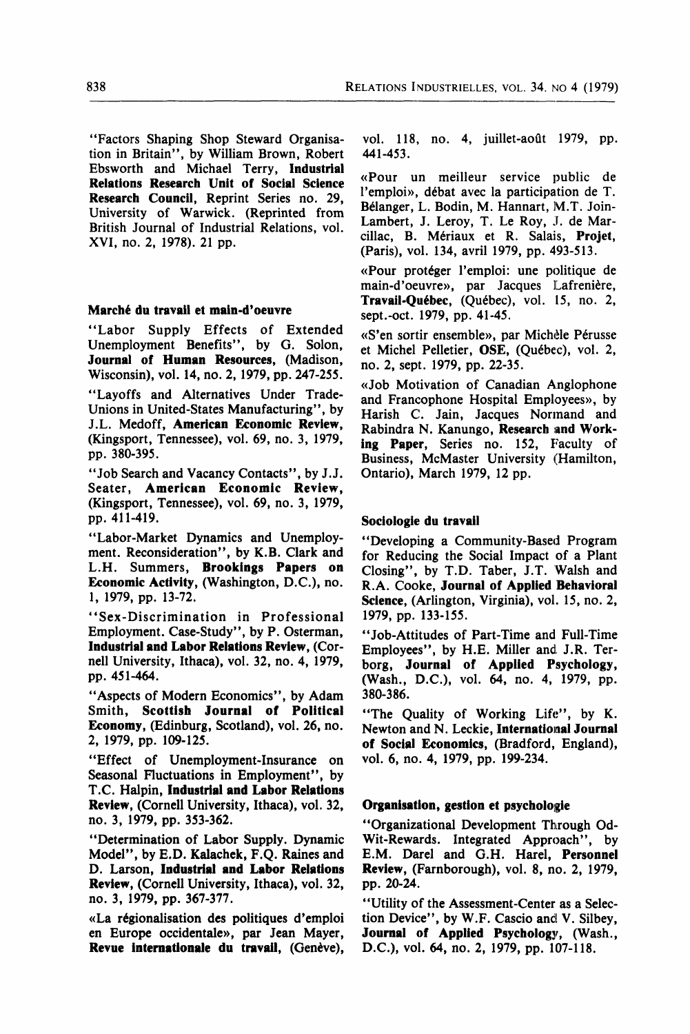"Factors Shaping Shop Steward Organisation in Britain", by William Brown, Robert Ebsworth and Michael Terry, **Industrial Relations Research Unit of Social Science Research Council**, Reprint Series no. 29, University of Warwick. (Reprinted from British Journal of Industrial Relations, vol. XVI, no. 2, 1978). 21 pp.

### Marché du travail et main-d'oeuvre

"Labor Supply Effects of Extended Unemployment Benefits", by G. Solon, **Journal of Human Resources**, (Madison, Wisconsin), vol. 14, no. 2, 1979, pp. 247-255.

"Layoffs and Alternatives Under Trade-Unions in United-States Manufacturing", by J.L. Medoff, **American Economic Review**, (Kingsport, Tennessee), vol. 69, no. 3, 1979, pp. 380-395.

"Job Search and Vacancy Contacts", by J.J. Seater, **American Economic Review**, (Kingsport, Tennessee), vol. 69, no. 3, 1979, pp. 411-419.

"Labor-Market Dynamics and Unemployment. Reconsideration", by K.B. Clark and L.H. Summers, **Brookings Papers on Economic Activity**, (Washington, D.C.), no. 1, 1979, pp. 13-72.

"Sex-Discrimination in Professional Employment. Case-Study", by P. Osterman, **Industrial and Labor Relations Review**, (Cornell University, Ithaca), vol. 32, no. 4, 1979, pp. 451-464.

"Aspects of Modern Economics", by Adam Smith, **Scottish Journal of Political Economy**, (Edinburg, Scotland), vol. 26, no. 2, 1979, pp. 109-125.

"Effect of Unemployment-Insurance on Seasonal Fluctuations in Employment", by T.C. Halpin, **Industrial and Labor Relations Review**, (Cornell University, Ithaca), vol. 32, no. 3, 1979, pp. 353-362.

"Determination of Labor Supply. Dynamic Model", by E.D. Kalachek, F.Q. Raines and D. Larson, **Industrial and Labor Relations Review**, (Cornell University, Ithaca), vol. 32, no. 3, 1979, pp. 367-377.

«La régionalisation des politiques d'emploi en Europe occidentale», par Jean Mayer, **Revue internationale du travail**, (Genève), vol. 118, no. 4, juillet-août 1979, pp. 441-453.

«Pour un meilleur service public de l'emploi», débat avec la participation de T. Bélanger, L. Bodin, M. Hannart, M.T. Join-Lambert, J. Leroy, T. Le Roy, J. de Marcillac, B. Mériaux et R. Salais, **Projet**, (Paris), vol. 134, avril 1979, pp. 493-513.

«Pour protéger l'emploi: une politique de main-d'oeuvre», par Jacques Lafrenière, **Travail-Québec**, (Québec), vol. 15, no. 2, sept.-oct. 1979, pp. 41-45.

«S'en sortir ensemble», par Michèle Pérusse et Michel Pelletier, **OSE**, (Québec), vol. 2, no. 2, sept. 1979, pp. 22-35.

«Job Motivation of Canadian Anglophone and Francophone Hospital Employees», by Harish C. Jain, Jacques Normand and Rabindra N. Kanungo, **Research and Working Paper**, Series no. 152, Faculty of Business, McMaster University (Hamilton, Ontario), March 1979, 12 pp.

### Sociologie du travail

"Developing a Community-Based Program for Reducing the Social Impact of a Plant Closing", by T.D. Taber, J.T. Walsh and R.A. Cooke, **Journal of Applied Behavioral Science**, (Arlington, Virginia), vol. 15, no. 2, 1979, pp. 133-155.

"Job-Attitudes of Part-Time and Full-Time Employees", by H.E. Miller and J.R. Terborg, **Journal of Applied Psychology**, (Wash., D.C.), vol. 64, no. 4, 1979, pp. 380-386.

"The Quality of Working Life", by K. Newton and N. Leckie, **International Journal of Social Economics**, (Bradford, England), vol. 6, no. 4, 1979, pp. 199-234.

### Organisation, gestion et psychologie

"Organizational Development Through Od-Wit-Rewards. Integrated Approach", by E.M. Darel and G.H. Harel, **Personnel Review**, (Farnborough), vol. 8, no. 2, 1979, pp. 20-24.

"Utility of the Assessment-Center as a Selection Device", by W.F. Cascio and V. Silbey, **Journal of Applied Psychology**, (Wash., D.C.), vol. 64, no. 2, 1979, pp. 107-118.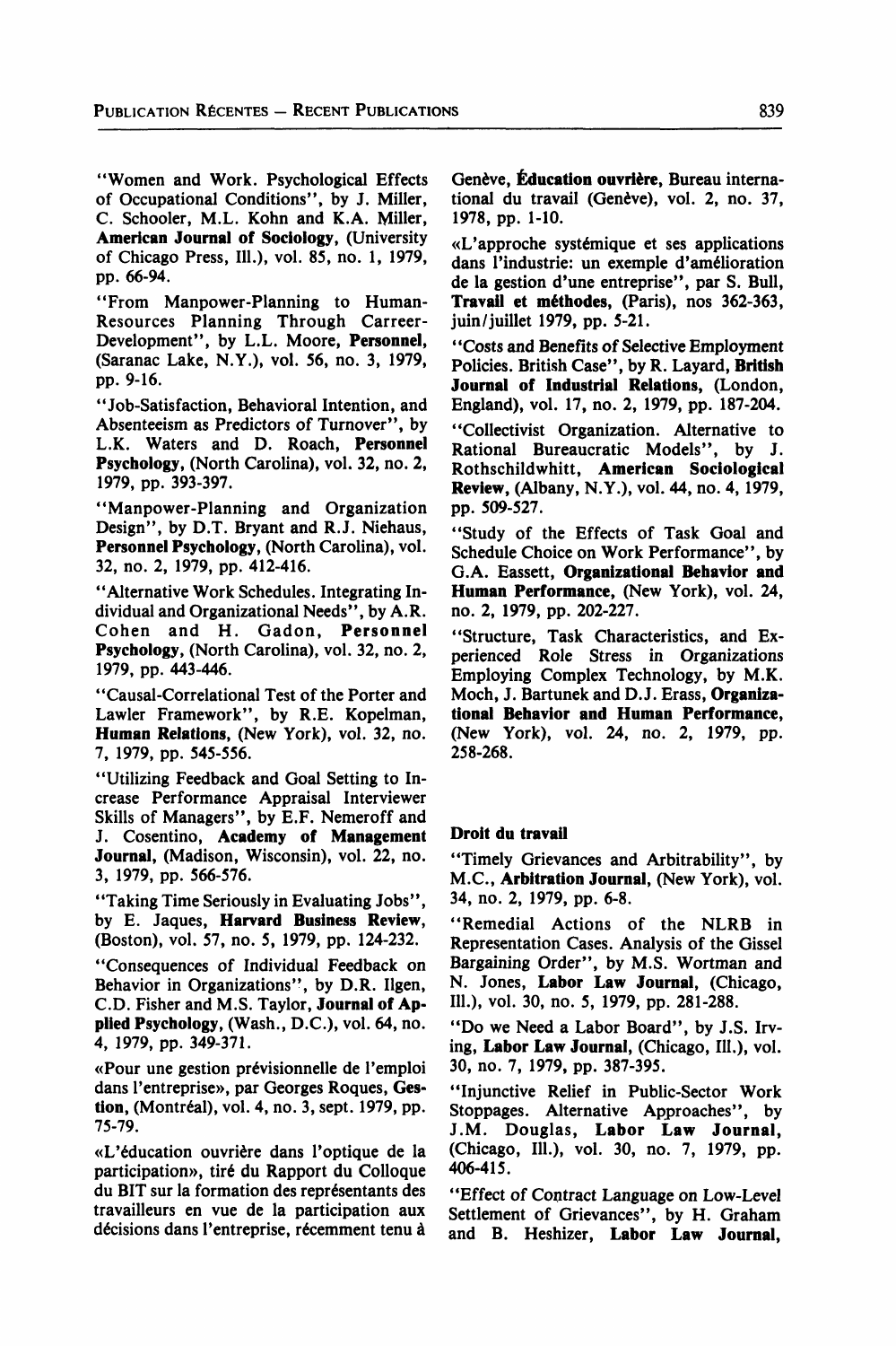"Women and Work. Psychological Effects of Occupational Conditions", by J. Miller, C. Schooler, M.L. Kohn and K.A. Miller, **American Journal of Sociology**, (University of Chicago Press, Ill.), vol. 85, no. 1, 1979, pp. 66-94.

"From Manpower-Planning to Human-Resources Planning Through Carreer-Development", by L.L. Moore, **Personnel**, (Saranac Lake, N.Y.), vol. 56, no. 3, 1979, pp. 9-16.

"Job-Satisfaction, Behavioral Intention, and Absenteeism as Predictors of Turnover", by L.K. Waters and D. Roach, **Personnel Psychology**, (North Carolina), vol. 32, no. 2, 1979, pp. 393-397.

"Manpower-Planning and Organization Design", by D.T. Bryant and R.J. Niehaus, **Personnel Psychology**, (North Carolina), vol. 32, no. 2, 1979, pp. 412-416.

"Alternative Work Schedules. Integrating Individual and Organizational Needs", by A.R. Cohen and H. Gadon, **Personnel Psychology**, (North Carolina), vol. 32, no. 2, 1979, pp. 443-446.

"Causal-Correlational Test of the Porter and Lawler Framework", by R.E. Kopelman, **Human Relations**, (New York), vol. 32, no. 7, 1979, pp. 545-556.

"Utilizing Feedback and Goal Setting to Increase Performance Appraisal Interviewer Skills of Managers", by E.F. Nemeroff and J. Cosentino, **Academy of Management Journal**, (Madison, Wisconsin), vol. 22, no. 3, 1979, pp. 566-576.

"Taking Time Seriously in Evaluating Jobs", by E. Jaques, **Harvard Business Review**, (Boston), vol. 57, no. 5, 1979, pp. 124-232.

"Consequences of Individual Feedback on Behavior in Organizations", by D.R. Ilgen, C.D. Fisher and M.S. Taylor, **Journal of Applied Psychology**, (Wash., D.C.), vol. 64, no. 4, 1979, pp. 349-371.

«Pour une gestion prévisionnelle de l'emploi dans l'entreprise», par Georges Roques, **Gestion**, (Montréal), vol. 4, no. 3, sept. 1979, pp. 75-79.

«L'éducation ouvrière dans l'optique de la participation», tiré du Rapport du Colloque du BIT sur la formation des représentants des travailleurs en vue de la participation aux décisions dans l'entreprise, récemment tenu à Genève, **Éducation ouvrière**, Bureau international du travail (Genève), vol. 2, no. 37, 1978, pp. 1-10.

«L'approche systémique et ses applications dans l'industrie: un exemple d'amélioration de la gestion d'une entreprise", par S. Bull, **Travail et méthodes**, (Paris), nos 362-363, juin/juillet 1979, pp. 5-21.

"Costs and Benefits of Selective Employment Policies. British Case", by R. Layard, **British Journal of Industrial Relations**, (London, England), vol. 17, no. 2, 1979, pp. 187-204.

"Collectivist Organization. Alternative to Rational Bureaucratic Models", by J. Rothschildwhitt, **American Sociological Review**, (Albany, N.Y.), vol. 44, no. 4, 1979, pp. 509-527.

"Study of the Effects of Task Goal and Schedule Choice on Work Performance", by G.A. Eassett, **Organizational Behavior and Human Performance**, (New York), vol. 24, no. 2, 1979, pp. 202-227.

"Structure, Task Characteristics, and Experienced Role Stress in Organizations Employing Complex Technology, by M.K. Moch, J. Bartunek and D.J. Erass, **Organizational Behavior and Human Performance**, (New York), vol. 24, no. 2, 1979, pp. 258-268.

### Droit du travail

"Timely Grievances and Arbitrability", by M.C., **Arbitration Journal**, (New York), vol. 34, no. 2, 1979, pp. 6-8.

"Remedial Actions of the NLRB in Representation Cases. Analysis of the Gissel Bargaining Order", by M.S. Wortman and N. Jones, **Labor Law Journal**, (Chicago, Ill.), vol. 30, no. 5, 1979, pp. 281-288.

"Do we Need a Labor Board", by J.S. Irving, **Labor Law Journal**, (Chicago, Ill.), vol. 30, no. 7, 1979, pp. 387-395.

"Injunctive Relief in Public-Sector Work Stoppages. Alternative Approaches", by J.M. Douglas, **Labor Law Journal**, (Chicago, Ill.), vol. 30, no. 7, 1979, pp. 406-415.

"Effect of Contract Language on Low-Level Settlement of Grievances", by H. Graham and B. Heshizer, **Labor Law Journal**,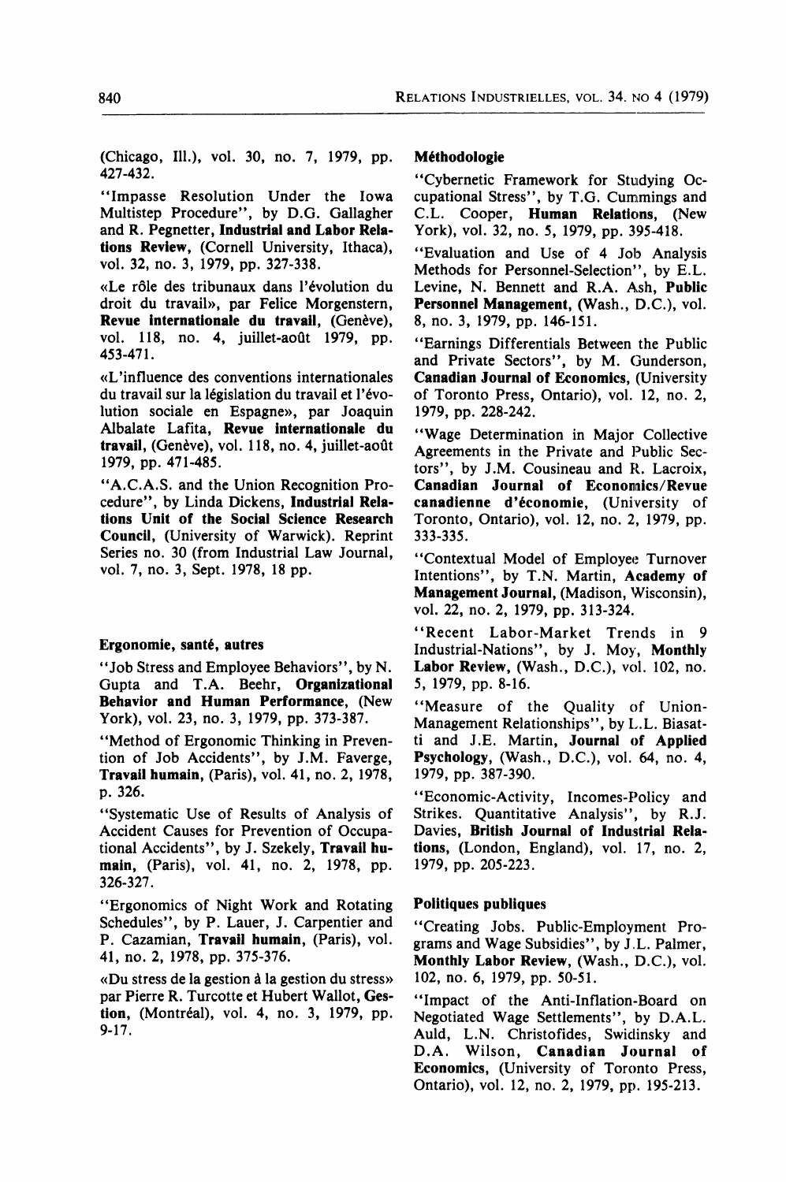(Chicago, Ill.), vol. 30, no. 7, 1979, pp. 427-432.

"Impasse Resolution Under the Iowa Multistep Procedure", by D.G. Gallagher and R. Pegnetter, **Industrial and Labor Relations Review**, (Cornell University, Ithaca), vol. 32, no. 3, 1979, pp. 327-338.

«Le rôle des tribunaux dans l'évolution du droit du travail», par Felice Morgenstern, **Revue internationale du travail**, (Genève), vol. 118, no. 4, juillet-août 1979, pp. 453-471.

«L'influence des conventions internationales du travail sur la législation du travail et l'évolution sociale en Espagne», par Joaquin Albalate Lafita, **Revue internationale du travail**, (Genève), vol. 118, no. 4, juillet-août 1979, pp. 471-485.

"A.C.A.S. and the Union Recognition Procedure", by Linda Dickens, **Industrial Relations Unit of the Social Science Research Council**, (University of Warwick). Reprint Series no. 30 (from Industrial Law Journal, vol. 7, no. 3, Sept. 1978, 18 pp.

### Ergonomie, santé, autres

"Job Stress and Employee Behaviors", by N. Gupta and T.A. Beehr, **Organizational Behavior and Human Performance**, (New York), vol. 23, no. 3, 1979, pp. 373-387.

"Method of Ergonomic Thinking in Prevention of Job Accidents", by J.M. Faverge, **Travail humain**, (Paris), vol. 41, no. 2, 1978, p. 326.

"Systematic Use of Results of Analysis of Accident Causes for Prevention of Occupational Accidents", by J. Szekely, **Travail humain**, (Paris), vol. 41, no. 2, 1978, pp. 326-327.

"Ergonomics of Night Work and Rotating Schedules", by P. Lauer, J. Carpentier and P. Cazamian, **Travail humain**, (Paris), vol. 41, no. 2, 1978, pp. 375-376.

«Du stress de la gestion à la gestion du stress» par Pierre R. Turcotte et Hubert Wallot, **Gestion**, (Montréal), vol. 4, no. 3, 1979, pp. 9-17.

### Méthodologie

"Cybernetic Framework for Studying Occupational Stress", by T.G. Cummings and C.L. Cooper, **Human Relations**, (New York), vol. 32, no. 5, 1979, pp. 395-418.

"Evaluation and Use of 4 Job Analysis Methods for Personnel-Selection", by E.L. Levine, N. Bennett and R.A. Ash, **Public Personnel Management**, (Wash., D.C.), vol. 8, no. 3, 1979, pp. 146-151.

"Earnings Differentials Between the Public and Private Sectors", by M. Gunderson, **Canadian Journal of Economics**, (University of Toronto Press, Ontario), vol. 12, no. 2, 1979, pp. 228-242.

"Wage Determination in Major Collective Agreements in the Private and Public Sectors", by J.M. Cousineau and R. Lacroix, **Canadian Journal of Economics/Revue canadienne d'économie**, (University of Toronto, Ontario), vol. 12, no. 2, 1979, pp. 333-335.

"Contextual Model of Employee Turnover Intentions", by T.N. Martin, **Academy of Management Journal**, (Madison, Wisconsin), vol. 22, no. 2, 1979, pp. 313-324.

"Recent Labor-Market Trends in 9 Industrial-Nations", by J. Moy, **Monthly Labor Review**, (Wash., D.C.), vol. 102, no. 5, 1979, pp. 8-16.

"Measure of the Quality of Union-Management Relationships", by L.L. Biasatti and J.E. Martin, **Journal of Applied Psychology**, (Wash., D.C.), vol. 64, no. 4, 1979, pp. 387-390.

"Economic-Activity, Incomes-Policy and Strikes. Quantitative Analysis", by R.J. Davies, **British Journal of Industrial Relations**, (London, England), vol. 17, no. 2, 1979, pp. 205-223.

### Politiques publiques

"Creating Jobs. Public-Employment Programs and Wage Subsidies", by J.L. Palmer, **Monthly Labor Review**, (Wash., D.C.), vol. 102, no. 6, 1979, pp. 50-51.

"Impact of the Anti-Inflation-Board on Negotiated Wage Settlements", by D.A.L. Auld, L.N. Christofides, Swidinsky and D.A. Wilson, **Canadian Journal of Economics**, (University of Toronto Press, Ontario), vol. 12, no. 2, 1979, pp. 195-213.